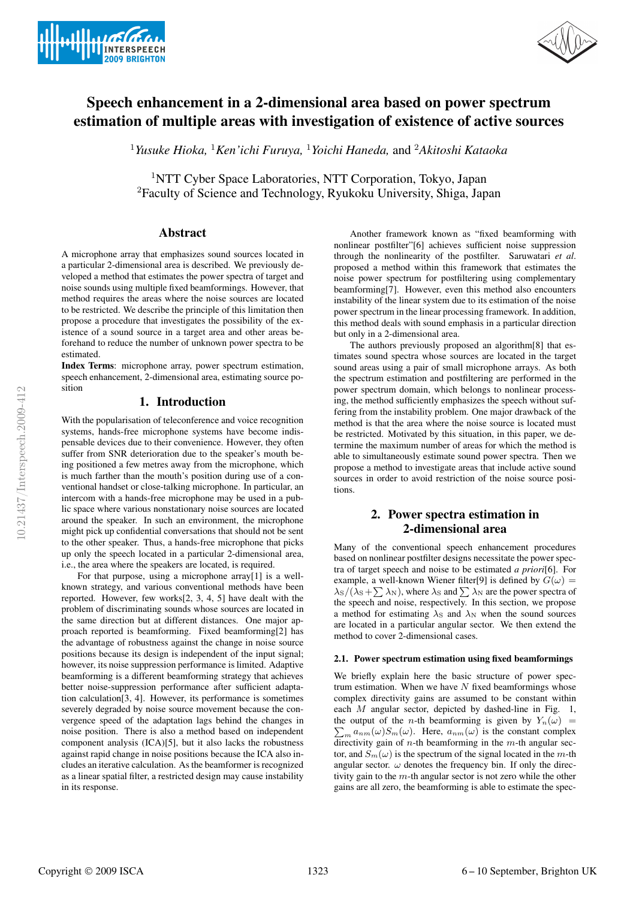# Speech enhancement in a 2-dimensional area based on power spectrum estimation of multiple areas with investigation of existence of active sources

[1]*Yusuke Hioka,* [1]*Ken'ichi Furuya,* [1]*Yoichi Haneda,* and [2]*Akitoshi Kataoka*

[1]NTT Cyber Space Laboratories, NTT Corporation, Tokyo, Japan
[2]Faculty of Science and Technology, Ryukoku University, Shiga, Japan

## Abstract

A microphone array that emphasizes sound sources located in a particular 2-dimensional area is described. We previously developed a method that estimates the power spectra of target and noise sounds using multiple fixed beamformings. However, that method requires the areas where the noise sources are located to be restricted. We describe the principle of this limitation then propose a procedure that investigates the possibility of the existence of a sound source in a target area and other areas beforehand to reduce the number of unknown power spectra to be estimated.

**Index Terms**: microphone array, power spectrum estimation, speech enhancement, 2-dimensional area, estimating source position

## 1. Introduction

With the popularisation of teleconference and voice recognition systems, hands-free microphone systems have become indispensable devices due to their convenience. However, they often suffer from SNR deterioration due to the speaker's mouth being positioned a few metres away from the microphone, which is much farther than the mouth's position during use of a conventional handset or close-talking microphone. In particular, an intercom with a hands-free microphone may be used in a public space where various nonstationary noise sources are located around the speaker. In such an environment, the microphone might pick up confidential conversations that should not be sent to the other speaker. Thus, a hands-free microphone that picks up only the speech located in a particular 2-dimensional area, i.e., the area where the speakers are located, is required.

For that purpose, using a microphone array[1] is a well-known strategy, and various conventional methods have been reported. However, few works[2, 3, 4, 5] have dealt with the problem of discriminating sounds whose sources are located in the same direction but at different distances. One major approach reported is beamforming. Fixed beamforming[2] has the advantage of robustness against the change in noise source positions because its design is independent of the input signal; however, its noise suppression performance is limited. Adaptive beamforming is a different beamforming strategy that achieves better noise-suppression performance after sufficient adaptation calculation[3, 4]. However, its performance is sometimes severely degraded by noise source movement because the convergence speed of the adaptation lags behind the changes in noise position. There is also a method based on independent component analysis (ICA)[5], but it also lacks the robustness against rapid change in noise positions because the ICA also includes an iterative calculation. As the beamformer is recognized as a linear spatial filter, a restricted design may cause instability in its response.

Another framework known as "fixed beamforming with nonlinear postfilter"[6] achieves sufficient noise suppression through the nonlinearity of the postfilter. Saruwatari *et al*. proposed a method within this framework that estimates the noise power spectrum for postfiltering using complementary beamforming[7]. However, even this method also encounters instability of the linear system due to its estimation of the noise power spectrum in the linear processing framework. In addition, this method deals with sound emphasis in a particular direction but only in a 2-dimensional area.

The authors previously proposed an algorithm[8] that estimates sound spectra whose sources are located in the target sound areas using a pair of small microphone arrays. As both the spectrum estimation and postfiltering are performed in the power spectrum domain, which belongs to nonlinear processing, the method sufficiently emphasizes the speech without suffering from the instability problem. One major drawback of the method is that the area where the noise source is located must be restricted. Motivated by this situation, in this paper, we determine the maximum number of areas for which the method is able to simultaneously estimate sound power spectra. Then we propose a method to investigate areas that include active sound sources in order to avoid restriction of the noise source positions.

## 2. Power spectra estimation in 2-dimensional area

Many of the conventional speech enhancement procedures based on nonlinear postfilter designs necessitate the power spectra of target speech and noise to be estimated *a priori*[6]. For example, a well-known Wiener filter[9] is defined by $G(\omega) = \lambda_S/(\lambda_S + \sum \lambda_N)$, where $\lambda_S$ and $\sum \lambda_N$ are the power spectra of the speech and noise, respectively. In this section, we propose a method for estimating $\lambda_S$ and $\lambda_N$ when the sound sources are located in a particular angular sector. We then extend the method to cover 2-dimensional cases.

### 2.1. Power spectrum estimation using fixed beamformings

We briefly explain here the basic structure of power spectrum estimation. When we have $N$ fixed beamformings whose complex directivity gains are assumed to be constant within each $M$ angular sector, depicted by dashed-line in Fig. 1, the output of the $n$-th beamforming is given by $Y_n(\omega) = \sum_m a_{nm}(\omega) S_m(\omega)$. Here, $a_{nm}(\omega)$ is the constant complex directivity gain of $n$-th beamforming in the $m$-th angular sector, and $S_m(\omega)$ is the spectrum of the signal located in the $m$-th angular sector. $\omega$ denotes the frequency bin. If only the directivity gain to the $m$-th angular sector is not zero while the other gains are all zero, the beamforming is able to estimate the spec-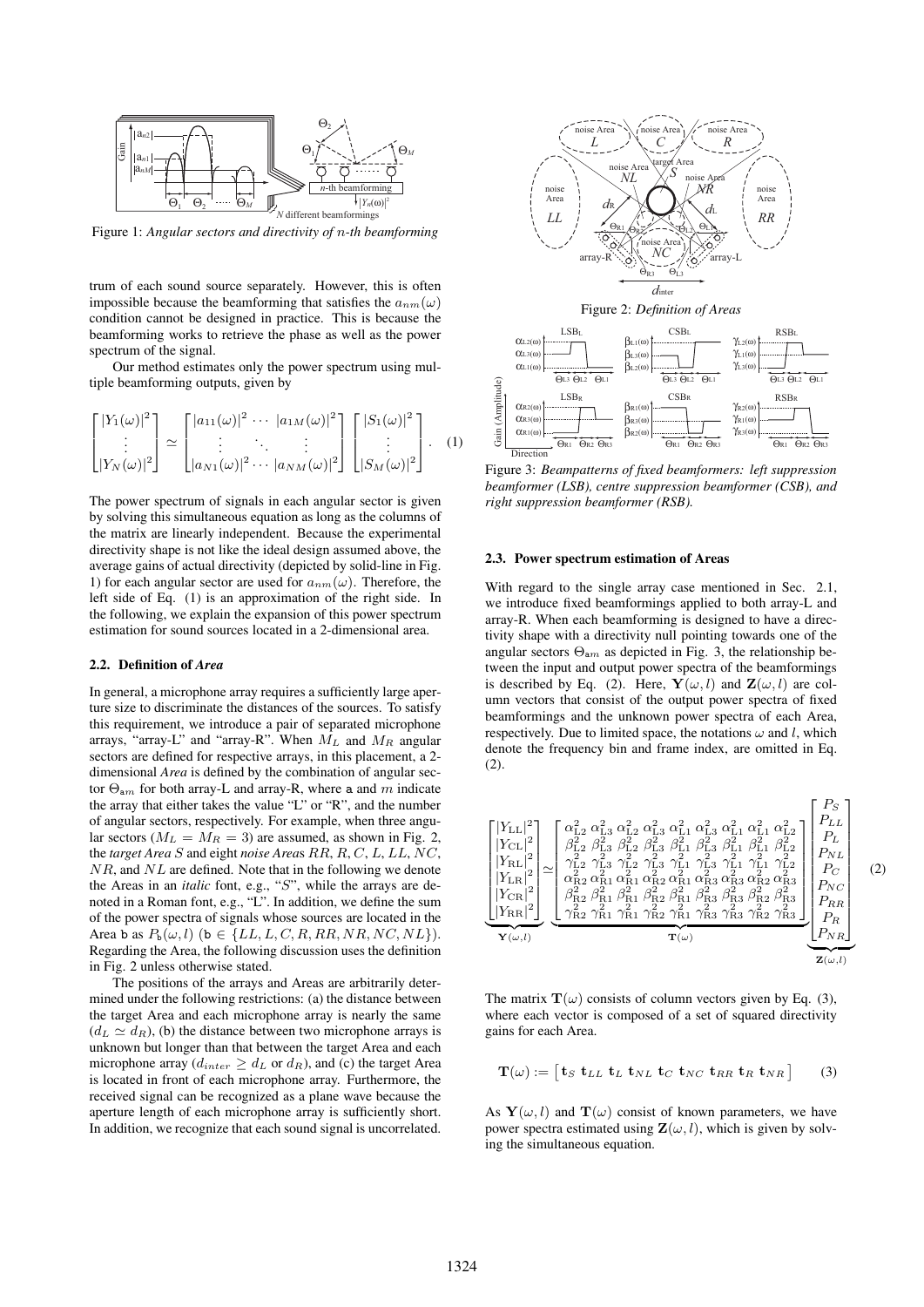Figure 1: *Angular sectors and directivity of n-th beamforming*

trum of each sound source separately. However, this is often impossible because the beamforming that satisfies the $a_{nm}(\omega)$ condition cannot be designed in practice. This is because the beamforming works to retrieve the phase as well as the power spectrum of the signal.

Our method estimates only the power spectrum using multiple beamforming outputs, given by

$$\begin{bmatrix} |Y_1(\omega)|^2 \\ \vdots \\ |Y_N(\omega)|^2 \end{bmatrix} \simeq \begin{bmatrix} |a_{11}(\omega)|^2 & \cdots & |a_{1M}(\omega)|^2 \\ \vdots & \ddots & \vdots \\ |a_{N1}(\omega)|^2 & \cdots & |a_{NM}(\omega)|^2 \end{bmatrix} \begin{bmatrix} |S_1(\omega)|^2 \\ \vdots \\ |S_M(\omega)|^2 \end{bmatrix}. \quad (1)$$

The power spectrum of signals in each angular sector is given by solving this simultaneous equation as long as the columns of the matrix are linearly independent. Because the experimental directivity shape is not like the ideal design assumed above, the average gains of actual directivity (depicted by solid-line in Fig. 1) for each angular sector are used for $a_{nm}(\omega)$. Therefore, the left side of Eq. (1) is an approximation of the right side. In the following, we explain the expansion of this power spectrum estimation for sound sources located in a 2-dimensional area.

### 2.2. Definition of *Area*

In general, a microphone array requires a sufficiently large aperture size to discriminate the distances of the sources. To satisfy this requirement, we introduce a pair of separated microphone arrays, "array-L" and "array-R". When $M_L$ and $M_R$ angular sectors are defined for respective arrays, in this placement, a 2-dimensional *Area* is defined by the combination of angular sector $\Theta_{\mathtt{a}m}$ for both array-L and array-R, where $\mathtt{a}$ and $m$ indicate the array that either takes the value "L" or "R", and the number of angular sectors, respectively. For example, when three angular sectors ($M_L = M_R = 3$) are assumed, as shown in Fig. 2, the *target Area S* and eight *noise Areas RR, R, C, L, LL, NC, NR*, and *NL* are defined. Note that in the following we denote the Areas in an *italic* font, e.g., "*S*", while the arrays are denoted in a Roman font, e.g., "L". In addition, we define the sum of the power spectra of signals whose sources are located in the Area $\mathtt{b}$ as $P_{\mathtt{b}}(\omega, l)$ ($\mathtt{b} \in \{LL, L, C, R, RR, NR, NC, NL\}$). Regarding the Area, the following discussion uses the definition in Fig. 2 unless otherwise stated.

The positions of the arrays and Areas are arbitrarily determined under the following restrictions: (a) the distance between the target Area and each microphone array is nearly the same ($d_L \simeq d_R$), (b) the distance between two microphone arrays is unknown but longer than that between the target Area and each microphone array ($d_{inter} \geq d_L$ or $d_R$), and (c) the target Area is located in front of each microphone array. Furthermore, the received signal can be recognized as a plane wave because the aperture length of each microphone array is sufficiently short. In addition, we recognize that each sound signal is uncorrelated.

Figure 2: *Definition of Areas*

Figure 3: *Beampatterns of fixed beamformers: left suppression beamformer (LSB), centre suppression beamformer (CSB), and right suppression beamformer (RSB).*

### 2.3. Power spectrum estimation of Areas

With regard to the single array case mentioned in Sec. 2.1, we introduce fixed beamformings applied to both array-L and array-R. When each beamforming is designed to have a directivity shape with a directivity null pointing towards one of the angular sectors $\Theta_{\mathtt{a}m}$ as depicted in Fig. 3, the relationship between the input and output power spectra of the beamformings is described by Eq. (2). Here, $\mathbf{Y}(\omega, l)$ and $\mathbf{Z}(\omega, l)$ are column vectors that consist of the output power spectra of fixed beamformings and the unknown power spectra of each Area, respectively. Due to limited space, the notations $\omega$ and $l$, which denote the frequency bin and frame index, are omitted in Eq. (2).

$$\underbrace{\begin{bmatrix} |Y_{\mathrm{LL}}|^2 \\ |Y_{\mathrm{CL}}|^2 \\ |Y_{\mathrm{RL}}|^2 \\ |Y_{\mathrm{LR}}|^2 \\ |Y_{\mathrm{CR}}|^2 \\ |Y_{\mathrm{RR}}|^2 \end{bmatrix}}_{\mathbf{Y}(\omega,l)} \simeq \underbrace{\begin{bmatrix} \alpha_{\mathrm{L2}}^2 & \alpha_{\mathrm{L3}}^2 & \alpha_{\mathrm{L2}}^2 & \alpha_{\mathrm{L3}}^2 & \alpha_{\mathrm{L1}}^2 & \alpha_{\mathrm{L3}}^2 & \alpha_{\mathrm{L1}}^2 & \alpha_{\mathrm{L1}}^2 & \alpha_{\mathrm{L2}}^2 \\ \beta_{\mathrm{L2}}^2 & \beta_{\mathrm{L3}}^2 & \beta_{\mathrm{L2}}^2 & \beta_{\mathrm{L3}}^2 & \beta_{\mathrm{L1}}^2 & \beta_{\mathrm{L3}}^2 & \beta_{\mathrm{L1}}^2 & \beta_{\mathrm{L1}}^2 & \beta_{\mathrm{L2}}^2 \\ \gamma_{\mathrm{L2}}^2 & \gamma_{\mathrm{L3}}^2 & \gamma_{\mathrm{L2}}^2 & \gamma_{\mathrm{L3}}^2 & \gamma_{\mathrm{L1}}^2 & \gamma_{\mathrm{L3}}^2 & \gamma_{\mathrm{L1}}^2 & \gamma_{\mathrm{L1}}^2 & \gamma_{\mathrm{L2}}^2 \\ \alpha_{\mathrm{R2}}^2 & \alpha_{\mathrm{R1}}^2 & \alpha_{\mathrm{R1}}^2 & \alpha_{\mathrm{R2}}^2 & \alpha_{\mathrm{R1}}^2 & \alpha_{\mathrm{R3}}^2 & \alpha_{\mathrm{R3}}^2 & \alpha_{\mathrm{R2}}^2 & \alpha_{\mathrm{R3}}^2 \\ \beta_{\mathrm{R2}}^2 & \beta_{\mathrm{R1}}^2 & \beta_{\mathrm{R1}}^2 & \beta_{\mathrm{R2}}^2 & \beta_{\mathrm{R1}}^2 & \beta_{\mathrm{R3}}^2 & \beta_{\mathrm{R3}}^2 & \beta_{\mathrm{R2}}^2 & \beta_{\mathrm{R3}}^2 \\ \gamma_{\mathrm{R2}}^2 & \gamma_{\mathrm{R1}}^2 & \gamma_{\mathrm{R1}}^2 & \gamma_{\mathrm{R2}}^2 & \gamma_{\mathrm{R1}}^2 & \gamma_{\mathrm{R3}}^2 & \gamma_{\mathrm{R3}}^2 & \gamma_{\mathrm{R2}}^2 & \gamma_{\mathrm{R3}}^2 \end{bmatrix}}_{\mathbf{T}(\omega)} \underbrace{\begin{bmatrix} P_S \\ P_{LL} \\ P_L \\ P_{NL} \\ P_C \\ P_{NC} \\ P_{RR} \\ P_R \\ P_{NR} \end{bmatrix}}_{\mathbf{Z}(\omega,l)} \quad (2)$$

The matrix $\mathbf{T}(\omega)$ consists of column vectors given by Eq. (3), where each vector is composed of a set of squared directivity gains for each Area.

$$\mathbf{T}(\omega) := \begin{bmatrix} \mathbf{t}_S & \mathbf{t}_{LL} & \mathbf{t}_L & \mathbf{t}_{NL} & \mathbf{t}_C & \mathbf{t}_{NC} & \mathbf{t}_{RR} & \mathbf{t}_R & \mathbf{t}_{NR} \end{bmatrix} \quad (3)$$

As $\mathbf{Y}(\omega, l)$ and $\mathbf{T}(\omega)$ consist of known parameters, we have power spectra estimated using $\mathbf{Z}(\omega, l)$, which is given by solving the simultaneous equation.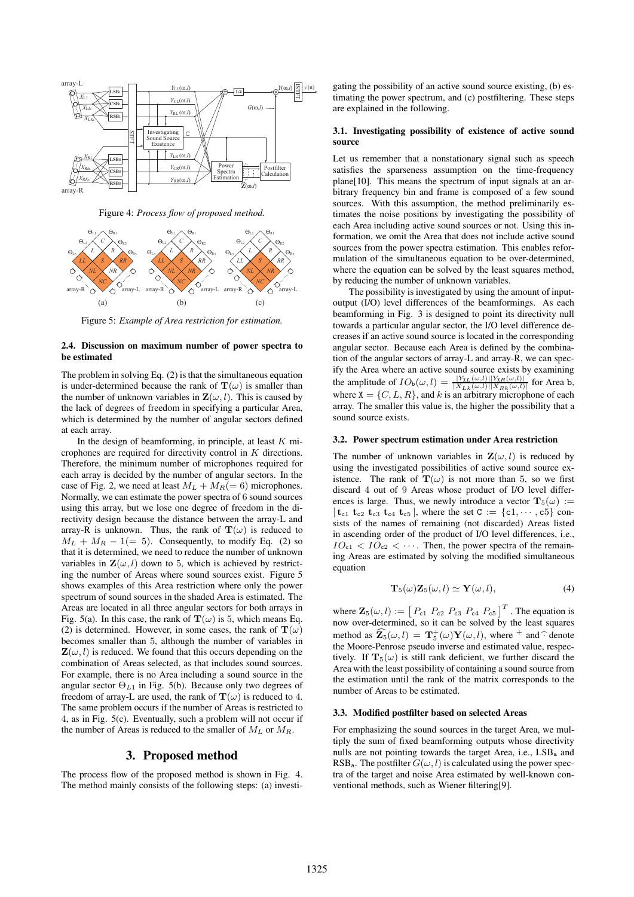Figure 4: *Process flow of proposed method.*

Figure 5: *Example of Area restriction for estimation.*

### 2.4. Discussion on maximum number of power spectra to be estimated

The problem in solving Eq. (2) is that the simultaneous equation is under-determined because the rank of $\mathbf{T}(\omega)$ is smaller than the number of unknown variables in $\mathbf{Z}(\omega, l)$. This is caused by the lack of degrees of freedom in specifying a particular Area, which is determined by the number of angular sectors defined at each array.

In the design of beamforming, in principle, at least $K$ microphones are required for directivity control in $K$ directions. Therefore, the minimum number of microphones required for each array is decided by the number of angular sectors. In the case of Fig. 2, we need at least $M_L + M_R (= 6)$ microphones. Normally, we can estimate the power spectra of 6 sound sources using this array, but we lose one degree of freedom in the directivity design because the distance between the array-L and array-R is unknown. Thus, the rank of $\mathbf{T}(\omega)$ is reduced to $M_L + M_R - 1 (= 5)$. Consequently, to modify Eq. (2) so that it is determined, we need to reduce the number of unknown variables in $\mathbf{Z}(\omega, l)$ down to 5, which is achieved by restricting the number of Areas where sound sources exist. Figure 5 shows examples of this Area restriction where only the power spectrum of sound sources in the shaded Area is estimated. The Areas are located in all three angular sectors for both arrays in Fig. 5(a). In this case, the rank of $\mathbf{T}(\omega)$ is 5, which means Eq. (2) is determined. However, in some cases, the rank of $\mathbf{T}(\omega)$ becomes smaller than 5, although the number of variables in $\mathbf{Z}(\omega, l)$ is reduced. We found that this occurs depending on the combination of Areas selected, as that includes sound sources. For example, there is no Area including a sound source in the angular sector $\Theta_{L1}$ in Fig. 5(b). Because only two degrees of freedom of array-L are used, the rank of $\mathbf{T}(\omega)$ is reduced to 4. The same problem occurs if the number of Areas is restricted to 4, as in Fig. 5(c). Eventually, such a problem will not occur if the number of Areas is reduced to the smaller of $M_L$ or $M_R$.

## 3. Proposed method

The process flow of the proposed method is shown in Fig. 4. The method mainly consists of the following steps: (a) investigating the possibility of an active sound source existing, (b) estimating the power spectrum, and (c) postfiltering. These steps are explained in the following.

### 3.1. Investigating possibility of existence of active sound source

Let us remember that a nonstationary signal such as speech satisfies the sparseness assumption on the time-frequency plane[10]. This means the spectrum of input signals at an arbitrary frequency bin and frame is composed of a few sound sources. With this assumption, the method preliminarily estimates the noise positions by investigating the possibility of each Area including active sound sources or not. Using this information, we omit the Area that does not include active sound sources from the power spectra estimation. This enables reformulation of the simultaneous equation to be over-determined, where the equation can be solved by the least squares method, by reducing the number of unknown variables.

The possibility is investigated by using the amount of input-output (I/O) level differences of the beamformings. As each beamforming in Fig. 3 is designed to point its directivity null towards a particular angular sector, the I/O level difference decreases if an active sound source is located in the corresponding angular sector. Because each Area is defined by the combination of the angular sectors of array-L and array-R, we can specify the Area where an active sound source exists by examining the amplitude of $IO_{\mathtt{b}}(\omega, l) = \frac{|Y_{XL}(\omega,l)||Y_{XR}(\omega,l)|}{|X_{Lk}(\omega,l)||X_{Rk}(\omega,l)|}$ for Area b, where $\mathtt{X} = \{C, L, R\}$, and $k$ is an arbitrary microphone of each array. The smaller this value is, the higher the possibility that a sound source exists.

### 3.2. Power spectrum estimation under Area restriction

The number of unknown variables in $\mathbf{Z}(\omega, l)$ is reduced by using the investigated possibilities of active sound source existence. The rank of $\mathbf{T}(\omega)$ is not more than 5, so we first discard 4 out of 9 Areas whose product of I/O level differences is large. Thus, we newly introduce a vector $\mathbf{T}_5(\omega) := [\,\mathbf{t}_{\mathtt{c}1}\ \mathbf{t}_{\mathtt{c}2}\ \mathbf{t}_{\mathtt{c}3}\ \mathbf{t}_{\mathtt{c}4}\ \mathbf{t}_{\mathtt{c}5}\,]$, where the set $\mathtt{C} := \{\mathtt{c}1, \cdots, \mathtt{c}5\}$ consists of the names of remaining (not discarded) Areas listed in ascending order of the product of I/O level differences, i.e., $IO_{\mathtt{c}1} < IO_{\mathtt{c}2} < \cdots$. Then, the power spectra of the remaining Areas are estimated by solving the modified simultaneous equation

$$\mathbf{T}_5(\omega)\mathbf{Z}_5(\omega, l) \simeq \mathbf{Y}(\omega, l), \tag{4}$$

where $\mathbf{Z}_5(\omega, l) := \left[\, P_{\mathtt{c}1}\ P_{\mathtt{c}2}\ P_{\mathtt{c}3}\ P_{\mathtt{c}4}\ P_{\mathtt{c}5} \,\right]^T$. The equation is now over-determined, so it can be solved by the least squares method as $\widehat{\mathbf{Z}_5}(\omega, l) = \mathbf{T}_5^+(\omega)\mathbf{Y}(\omega, l)$, where $^+$ and $\widehat{}$ denote the Moore-Penrose pseudo inverse and estimated value, respectively. If $\mathbf{T}_5(\omega)$ is still rank deficient, we further discard the Area with the least possibility of containing a sound source from the estimation until the rank of the matrix corresponds to the number of Areas to be estimated.

### 3.3. Modified postfilter based on selected Areas

For emphasizing the sound sources in the target Area, we multiply the sum of fixed beamforming outputs whose directivity nulls are not pointing towards the target Area, i.e., $\text{LSB}_{\mathtt{a}}$ and $\text{RSB}_{\mathtt{a}}$. The postfilter $G(\omega, l)$ is calculated using the power spectra of the target and noise Area estimated by well-known conventional methods, such as Wiener filtering[9].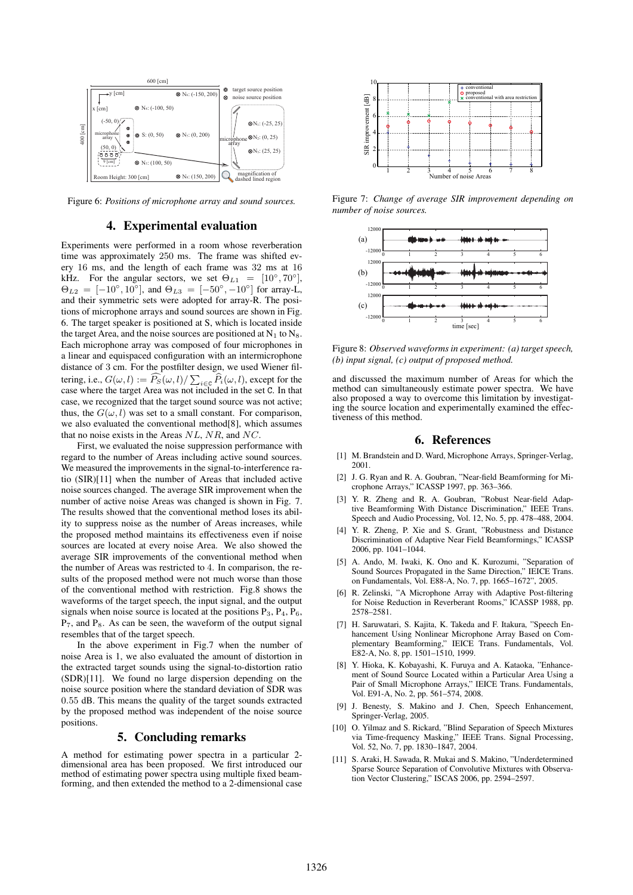600 [cm]

y [cm]

x [cm]

400 [cm]

N₄: (-150, 200)

N₄: (-100, 50)

(-50, 0)

microphone array

S: (0, 50)

N₅: (0, 200)

(50, 0)

9 [cm]

N₃: (100, 50)

Room Height: 300 [cm]

N₆: (150, 200)

target source position

noise source position

N₁: (-25, 25)

microphone array

N₂: (0, 25)

N₃: (25, 25)

magnification of dashed lined region

Figure 6: *Positions of microphone array and sound sources.*

## 4. Experimental evaluation

Experiments were performed in a room whose reverberation time was approximately 250 ms. The frame was shifted every 16 ms, and the length of each frame was 32 ms at 16 kHz. For the angular sectors, we set $\Theta_{L1} = [10^\circ, 70^\circ]$, $\Theta_{L2} = [-10^\circ, 10^\circ]$, and $\Theta_{L3} = [-50^\circ, -10^\circ]$ for array-L, and their symmetric sets were adopted for array-R. The positions of microphone arrays and sound sources are shown in Fig. 6. The target speaker is positioned at S, which is located inside the target Area, and the noise sources are positioned at $\mathrm{N}_1$ to $\mathrm{N}_8$. Each microphone array was composed of four microphones in a linear and equispaced configuration with an intermicrophone distance of 3 cm. For the postfilter design, we used Wiener filtering, i.e., $G(\omega, l) := \widehat{P_S}(\omega, l) / \sum_{i \in \mathtt{C}} \widehat{P}_i(\omega, l)$, except for the case where the target Area was not included in the set C. In that case, we recognized that the target sound source was not active; thus, the $G(\omega, l)$ was set to a small constant. For comparison, we also evaluated the conventional method[8], which assumes that no noise exists in the Areas $NL$, $NR$, and $NC$.

First, we evaluated the noise suppression performance with regard to the number of Areas including active sound sources. We measured the improvements in the signal-to-interference ratio (SIR)[11] when the number of Areas that included active noise sources changed. The average SIR improvement when the number of active noise Areas was changed is shown in Fig. 7. The results showed that the conventional method loses its ability to suppress noise as the number of Areas increases, while the proposed method maintains its effectiveness even if noise sources are located at every noise Area. We also showed the average SIR improvements of the conventional method when the number of Areas was restricted to 4. In comparison, the results of the proposed method were not much worse than those of the conventional method with restriction. Fig.8 shows the waveforms of the target speech, the input signal, and the output signals when noise source is located at the positions $\mathrm{P}_3$, $\mathrm{P}_4$, $\mathrm{P}_6$, $\mathrm{P}_7$, and $\mathrm{P}_8$. As can be seen, the waveform of the output signal resembles that of the target speech.

In the above experiment in Fig.7 when the number of noise Area is 1, we also evaluated the amount of distortion in the extracted target sounds using the signal-to-distortion ratio (SDR)[11]. We found no large dispersion depending on the noise source position where the standard deviation of SDR was 0.55 dB. This means the quality of the target sounds extracted by the proposed method was independent of the noise source positions.

## 5. Concluding remarks

A method for estimating power spectra in a particular 2-dimensional area has been proposed. We first introduced our method of estimating power spectra using multiple fixed beamforming, and then extended the method to a 2-dimensional case and discussed the maximum number of Areas for which the method can simultaneously estimate power spectra. We have also proposed a way to overcome this limitation by investigating the source location and experimentally examined the effectiveness of this method.

SIR improvement [dB]

10

8

6

4

2

0

1 2 3 4 5 6 7 8

Number of noise Areas

+ conventional

o proposed

× conventional with area restriction

Figure 7: *Change of average SIR improvement depending on number of noise sources.*

(a)

(b)

(c)

12000

-12000

0 1 2 3 4 5 6

time [sec]

Figure 8: *Observed waveforms in experiment: (a) target speech, (b) input signal, (c) output of proposed method.*

## 6. References

[1] M. Brandstein and D. Ward, Microphone Arrays, Springer-Verlag, 2001.

[2] J. G. Ryan and R. A. Goubran, "Near-field Beamforming for Microphone Arrays," ICASSP 1997, pp. 363–366.

[3] Y. R. Zheng and R. A. Goubran, "Robust Near-field Adaptive Beamforming With Distance Discrimination," IEEE Trans. Speech and Audio Processing, Vol. 12, No. 5, pp. 478–488, 2004.

[4] Y. R. Zheng, P. Xie and S. Grant, "Robustness and Distance Discrimination of Adaptive Near Field Beamformings," ICASSP 2006, pp. 1041–1044.

[5] A. Ando, M. Iwaki, K. Ono and K. Kurozumi, "Separation of Sound Sources Propagated in the Same Direction," IEICE Trans. on Fundamentals, Vol. E88-A, No. 7, pp. 1665–1672", 2005.

[6] R. Zelinski, "A Microphone Array with Adaptive Post-filtering for Noise Reduction in Reverberant Rooms," ICASSP 1988, pp. 2578–2581.

[7] H. Saruwatari, S. Kajita, K. Takeda and F. Itakura, "Speech Enhancement Using Nonlinear Microphone Array Based on Complementary Beamforming," IEICE Trans. Fundamentals, Vol. E82-A, No. 8, pp. 1501–1510, 1999.

[8] Y. Hioka, K. Kobayashi, K. Furuya and A. Kataoka, "Enhancement of Sound Source Located within a Particular Area Using a Pair of Small Microphone Arrays," IEICE Trans. Fundamentals, Vol. E91-A, No. 2, pp. 561–574, 2008.

[9] J. Benesty, S. Makino and J. Chen, Speech Enhancement, Springer-Verlag, 2005.

[10] O. Yilmaz and S. Rickard, "Blind Separation of Speech Mixtures via Time-frequency Masking," IEEE Trans. Signal Processing, Vol. 52, No. 7, pp. 1830–1847, 2004.

[11] S. Araki, H. Sawada, R. Mukai and S. Makino, "Underdetermined Sparse Source Separation of Convolutive Mixtures with Observation Vector Clustering," ISCAS 2006, pp. 2594–2597.